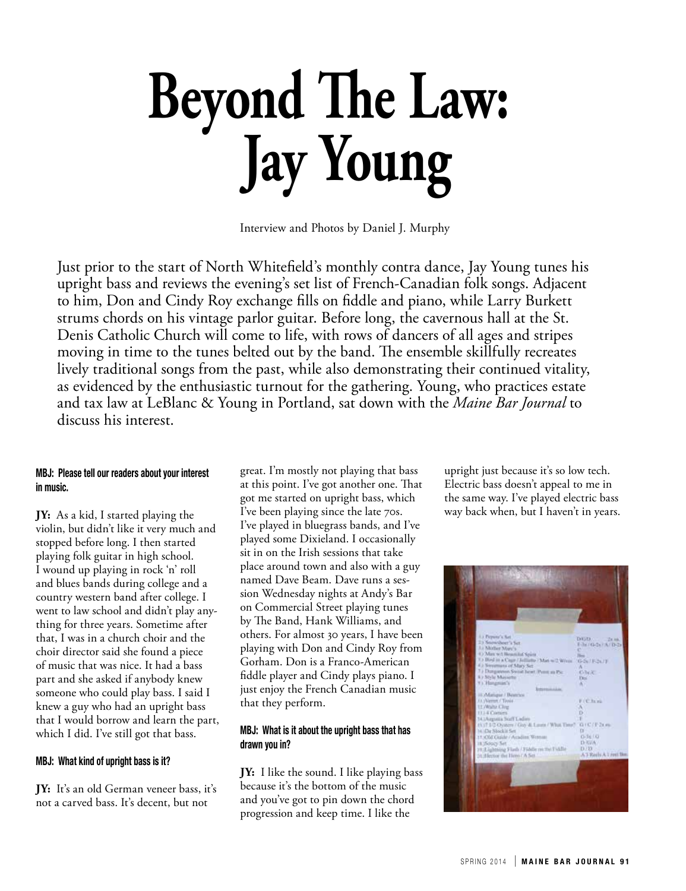# Beyond The Law: Jay Young

Interview and Photos by Daniel J. Murphy

Just prior to the start of North Whitefield's monthly contra dance, Jay Young tunes his upright bass and reviews the evening's set list of French-Canadian folk songs. Adjacent to him, Don and Cindy Roy exchange fills on fiddle and piano, while Larry Burkett strums chords on his vintage parlor guitar. Before long, the cavernous hall at the St. Denis Catholic Church will come to life, with rows of dancers of all ages and stripes moving in time to the tunes belted out by the band. The ensemble skillfully recreates lively traditional songs from the past, while also demonstrating their continued vitality, as evidenced by the enthusiastic turnout for the gathering. Young, who practices estate and tax law at LeBlanc & Young in Portland, sat down with the *Maine Bar Journal* to discuss his interest.

**MBJ: Please tell our readers about your interest in music.**

**JY:** As a kid, I started playing the violin, but didn't like it very much and stopped before long. I then started playing folk guitar in high school. I wound up playing in rock 'n' roll and blues bands during college and a country western band after college. I went to law school and didn't play anything for three years. Sometime after that, I was in a church choir and the choir director said she found a piece of music that was nice. It had a bass part and she asked if anybody knew someone who could play bass. I said I knew a guy who had an upright bass that I would borrow and learn the part, which I did. I've still got that bass.

**MBJ: What kind of upright bass is it?**

**JY:** It's an old German veneer bass, it's not a carved bass. It's decent, but not great. I'm mostly not playing that bass at this point. I've got another one. That got me started on upright bass, which I've been playing since the late 70s. I've played in bluegrass bands, and I've played some Dixieland. I occasionally sit in on the Irish sessions that take place around town and also with a guy named Dave Beam. Dave runs a session Wednesday nights at Andy's Bar on Commercial Street playing tunes by The Band, Hank Williams, and others. For almost 30 years, I have been playing with Don and Cindy Roy from Gorham. Don is a Franco-American fiddle player and Cindy plays piano. I just enjoy the French Canadian music that they perform.

**MBJ: What is it about the upright bass that has drawn you in?**

**JY:** I like the sound. I like playing bass because it's the bottom of the music and you've got to pin down the chord progression and keep time. I like the upright just because it's so low tech. Electric bass doesn't appeal to me in the same way. I've played electric bass way back when, but I haven't in years.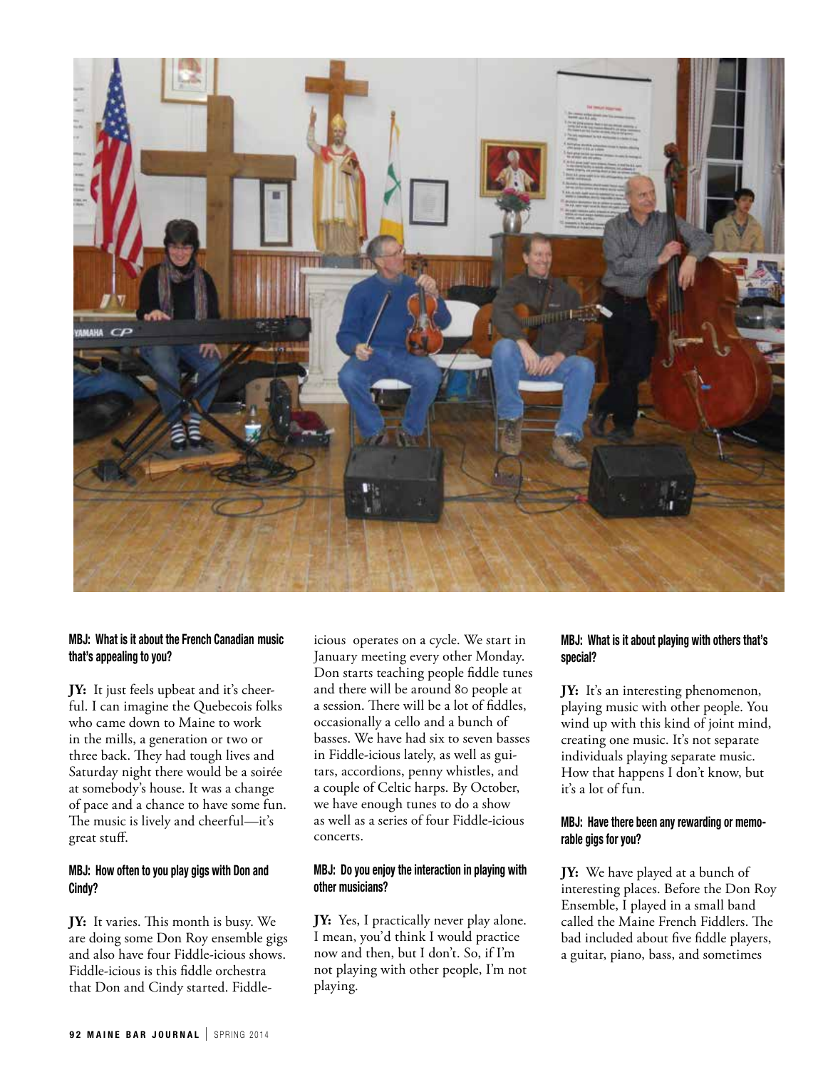**MBJ: What is it about the French Canadian music that's appealing to you?**

**JY:** It just feels upbeat and it's cheerful. I can imagine the Quebecois folks who came down to Maine to work in the mills, a generation or two or three back. They had tough lives and Saturday night there would be a soirée at somebody's house. It was a change of pace and a chance to have some fun. The music is lively and cheerful—it's great stuff.

**MBJ: How often to you play gigs with Don and Cindy?**

**JY:** It varies. This month is busy. We are doing some Don Roy ensemble gigs and also have four Fiddle-icious shows. Fiddle-icious is this fiddle orchestra that Don and Cindy started. Fiddle-icious operates on a cycle. We start in January meeting every other Monday. Don starts teaching people fiddle tunes and there will be around 80 people at a session. There will be a lot of fiddles, occasionally a cello and a bunch of basses. We have had six to seven basses in Fiddle-icious lately, as well as guitars, accordions, penny whistles, and a couple of Celtic harps. By October, we have enough tunes to do a show as well as a series of four Fiddle-icious concerts.

**MBJ: Do you enjoy the interaction in playing with other musicians?**

**JY:** Yes, I practically never play alone. I mean, you'd think I would practice now and then, but I don't. So, if I'm not playing with other people, I'm not playing.

**MBJ: What is it about playing with others that's special?**

**JY:** It's an interesting phenomenon, playing music with other people. You wind up with this kind of joint mind, creating one music. It's not separate individuals playing separate music. How that happens I don't know, but it's a lot of fun.

**MBJ: Have there been any rewarding or memorable gigs for you?**

**JY:** We have played at a bunch of interesting places. Before the Don Roy Ensemble, I played in a small band called the Maine French Fiddlers. The bad included about five fiddle players, a guitar, piano, bass, and sometimes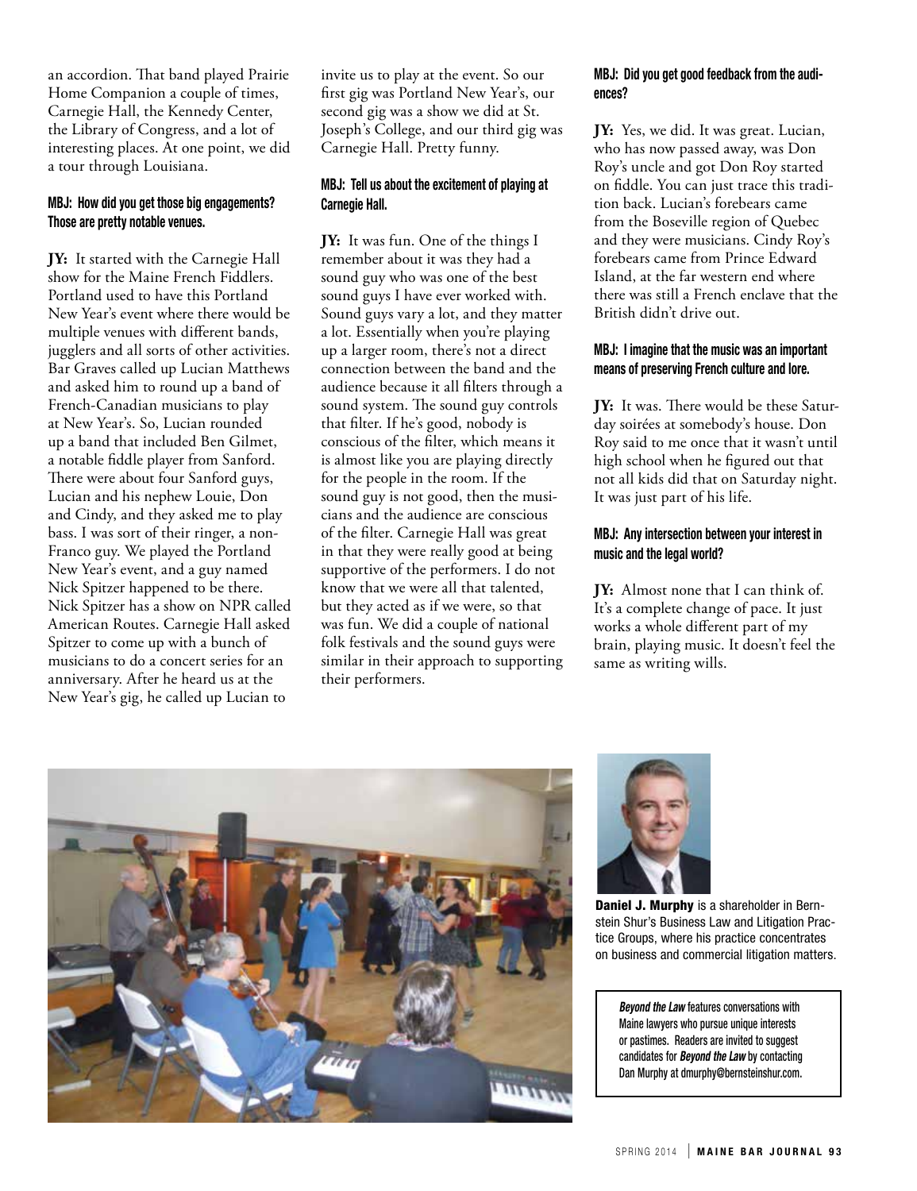an accordion. That band played Prairie Home Companion a couple of times, Carnegie Hall, the Kennedy Center, the Library of Congress, and a lot of interesting places. At one point, we did a tour through Louisiana.

**MBJ: How did you get those big engagements? Those are pretty notable venues.**

**JY:** It started with the Carnegie Hall show for the Maine French Fiddlers. Portland used to have this Portland New Year's event where there would be multiple venues with different bands, jugglers and all sorts of other activities. Bar Graves called up Lucian Matthews and asked him to round up a band of French-Canadian musicians to play at New Year's. So, Lucian rounded up a band that included Ben Gilmet, a notable fiddle player from Sanford. There were about four Sanford guys, Lucian and his nephew Louie, Don and Cindy, and they asked me to play bass. I was sort of their ringer, a non-Franco guy. We played the Portland New Year's event, and a guy named Nick Spitzer happened to be there. Nick Spitzer has a show on NPR called American Routes. Carnegie Hall asked Spitzer to come up with a bunch of musicians to do a concert series for an anniversary. After he heard us at the New Year's gig, he called up Lucian to invite us to play at the event. So our first gig was Portland New Year's, our second gig was a show we did at St. Joseph's College, and our third gig was Carnegie Hall. Pretty funny.

**MBJ: Tell us about the excitement of playing at Carnegie Hall.**

**JY:** It was fun. One of the things I remember about it was they had a sound guy who was one of the best sound guys I have ever worked with. Sound guys vary a lot, and they matter a lot. Essentially when you're playing up a larger room, there's not a direct connection between the band and the audience because it all filters through a sound system. The sound guy controls that filter. If he's good, nobody is conscious of the filter, which means it is almost like you are playing directly for the people in the room. If the sound guy is not good, then the musicians and the audience are conscious of the filter. Carnegie Hall was great in that they were really good at being supportive of the performers. I do not know that we were all that talented, but they acted as if we were, so that was fun. We did a couple of national folk festivals and the sound guys were similar in their approach to supporting their performers.

**MBJ: Did you get good feedback from the audiences?**

**JY:** Yes, we did. It was great. Lucian, who has now passed away, was Don Roy's uncle and got Don Roy started on fiddle. You can just trace this tradition back. Lucian's forebears came from the Boseville region of Quebec and they were musicians. Cindy Roy's forebears came from Prince Edward Island, at the far western end where there was still a French enclave that the British didn't drive out.

**MBJ: I imagine that the music was an important means of preserving French culture and lore.**

**JY:** It was. There would be these Saturday soirées at somebody's house. Don Roy said to me once that it wasn't until high school when he figured out that not all kids did that on Saturday night. It was just part of his life.

**MBJ: Any intersection between your interest in music and the legal world?**

**JY:** Almost none that I can think of. It's a complete change of pace. It just works a whole different part of my brain, playing music. It doesn't feel the same as writing wills.

**Daniel J. Murphy** is a shareholder in Bernstein Shur's Business Law and Litigation Practice Groups, where his practice concentrates on business and commercial litigation matters.

***Beyond the Law*** features conversations with Maine lawyers who pursue unique interests or pastimes. Readers are invited to suggest candidates for ***Beyond the Law*** by contacting Dan Murphy at dmurphy@bernsteinshur.com.